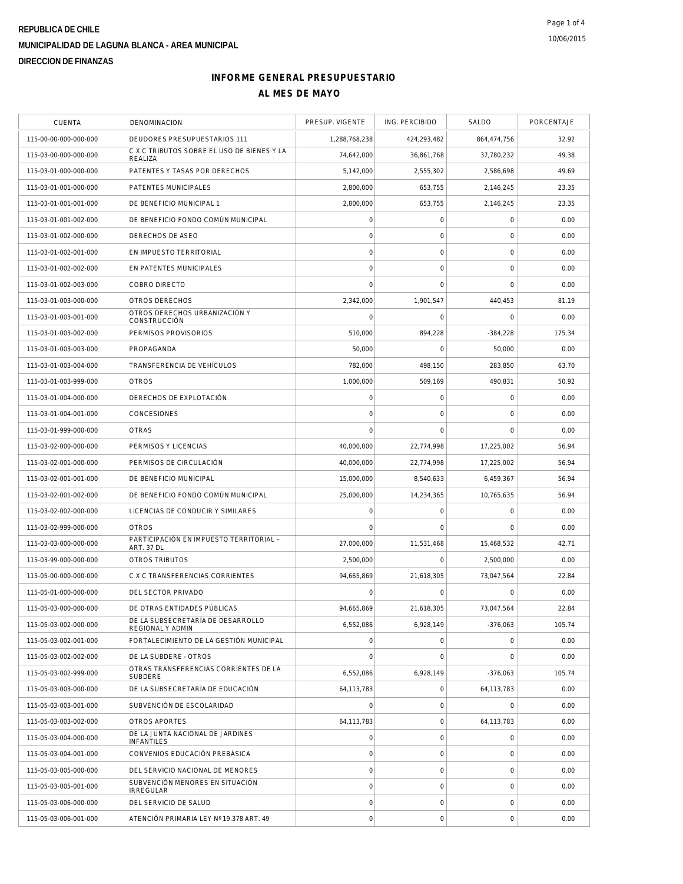**REPUBLICA DE CHILE**

**MUNICIPALIDAD DE LAGUNA BLANCA - AREA MUNICIPAL**

**DIRECCION DE FINANZAS**

10/06/2015

# INFORME GENERAL PRESUPUESTARIO

## AL MES DE MAYO

| CUENTA | DENOMINACION | PRESUP. VIGENTE | ING. PERCIBIDO | SALDO | PORCENTAJE |
|---|---|---|---|---|---|
| 115-00-00-000-000-000 | DEUDORES PRESUPUESTARIOS 111 | 1,288,768,238 | 424,293,482 | 864,474,756 | 32.92 |
| 115-03-00-000-000-000 | C X C TRIBUTOS SOBRE EL USO DE BIENES Y LA REALIZA | 74,642,000 | 36,861,768 | 37,780,232 | 49.38 |
| 115-03-01-000-000-000 | PATENTES Y TASAS POR DERECHOS | 5,142,000 | 2,555,302 | 2,586,698 | 49.69 |
| 115-03-01-001-000-000 | PATENTES MUNICIPALES | 2,800,000 | 653,755 | 2,146,245 | 23.35 |
| 115-03-01-001-001-000 | DE BENEFICIO MUNICIPAL 1 | 2,800,000 | 653,755 | 2,146,245 | 23.35 |
| 115-03-01-001-002-000 | DE BENEFICIO FONDO COMÚN MUNICIPAL | 0 | 0 | 0 | 0.00 |
| 115-03-01-002-000-000 | DERECHOS DE ASEO | 0 | 0 | 0 | 0.00 |
| 115-03-01-002-001-000 | EN IMPUESTO TERRITORIAL | 0 | 0 | 0 | 0.00 |
| 115-03-01-002-002-000 | EN PATENTES MUNICIPALES | 0 | 0 | 0 | 0.00 |
| 115-03-01-002-003-000 | COBRO DIRECTO | 0 | 0 | 0 | 0.00 |
| 115-03-01-003-000-000 | OTROS DERECHOS | 2,342,000 | 1,901,547 | 440,453 | 81.19 |
| 115-03-01-003-001-000 | OTROS DERECHOS URBANIZACIÓN Y CONSTRUCCIÓN | 0 | 0 | 0 | 0.00 |
| 115-03-01-003-002-000 | PERMISOS PROVISORIOS | 510,000 | 894,228 | -384,228 | 175.34 |
| 115-03-01-003-003-000 | PROPAGANDA | 50,000 | 0 | 50,000 | 0.00 |
| 115-03-01-003-004-000 | TRANSFERENCIA DE VEHÍCULOS | 782,000 | 498,150 | 283,850 | 63.70 |
| 115-03-01-003-999-000 | OTROS | 1,000,000 | 509,169 | 490,831 | 50.92 |
| 115-03-01-004-000-000 | DERECHOS DE EXPLOTACIÓN | 0 | 0 | 0 | 0.00 |
| 115-03-01-004-001-000 | CONCESIONES | 0 | 0 | 0 | 0.00 |
| 115-03-01-999-000-000 | OTRAS | 0 | 0 | 0 | 0.00 |
| 115-03-02-000-000-000 | PERMISOS Y LICENCIAS | 40,000,000 | 22,774,998 | 17,225,002 | 56.94 |
| 115-03-02-001-000-000 | PERMISOS DE CIRCULACIÓN | 40,000,000 | 22,774,998 | 17,225,002 | 56.94 |
| 115-03-02-001-001-000 | DE BENEFICIO MUNICIPAL | 15,000,000 | 8,540,633 | 6,459,367 | 56.94 |
| 115-03-02-001-002-000 | DE BENEFICIO FONDO COMÚN MUNICIPAL | 25,000,000 | 14,234,365 | 10,765,635 | 56.94 |
| 115-03-02-002-000-000 | LICENCIAS DE CONDUCIR Y SIMILARES | 0 | 0 | 0 | 0.00 |
| 115-03-02-999-000-000 | OTROS | 0 | 0 | 0 | 0.00 |
| 115-03-03-000-000-000 | PARTICIPACIÓN EN IMPUESTO TERRITORIAL – ART. 37 DL | 27,000,000 | 11,531,468 | 15,468,532 | 42.71 |
| 115-03-99-000-000-000 | OTROS TRIBUTOS | 2,500,000 | 0 | 2,500,000 | 0.00 |
| 115-05-00-000-000-000 | C X C TRANSFERENCIAS CORRIENTES | 94,665,869 | 21,618,305 | 73,047,564 | 22.84 |
| 115-05-01-000-000-000 | DEL SECTOR PRIVADO | 0 | 0 | 0 | 0.00 |
| 115-05-03-000-000-000 | DE OTRAS ENTIDADES PÚBLICAS | 94,665,869 | 21,618,305 | 73,047,564 | 22.84 |
| 115-05-03-002-000-000 | DE LA SUBSECRETARÍA DE DESARROLLO REGIONAL Y ADMIN | 6,552,086 | 6,928,149 | -376,063 | 105.74 |
| 115-05-03-002-001-000 | FORTALECIMIENTO DE LA GESTIÓN MUNICIPAL | 0 | 0 | 0 | 0.00 |
| 115-05-03-002-002-000 | DE LA SUBDERE - OTROS | 0 | 0 | 0 | 0.00 |
| 115-05-03-002-999-000 | OTRAS TRANSFERENCIAS CORRIENTES DE LA SUBDERE | 6,552,086 | 6,928,149 | -376,063 | 105.74 |
| 115-05-03-003-000-000 | DE LA SUBSECRETARÍA DE EDUCACIÓN | 64,113,783 | 0 | 64,113,783 | 0.00 |
| 115-05-03-003-001-000 | SUBVENCIÓN DE ESCOLARIDAD | 0 | 0 | 0 | 0.00 |
| 115-05-03-003-002-000 | OTROS APORTES | 64,113,783 | 0 | 64,113,783 | 0.00 |
| 115-05-03-004-000-000 | DE LA JUNTA NACIONAL DE JARDINES INFANTILES | 0 | 0 | 0 | 0.00 |
| 115-05-03-004-001-000 | CONVENIOS EDUCACIÓN PREBÁSICA | 0 | 0 | 0 | 0.00 |
| 115-05-03-005-000-000 | DEL SERVICIO NACIONAL DE MENORES | 0 | 0 | 0 | 0.00 |
| 115-05-03-005-001-000 | SUBVENCIÓN MENORES EN SITUACIÓN IRREGULAR | 0 | 0 | 0 | 0.00 |
| 115-05-03-006-000-000 | DEL SERVICIO DE SALUD | 0 | 0 | 0 | 0.00 |
| 115-05-03-006-001-000 | ATENCIÓN PRIMARIA LEY Nº19.378 ART. 49 | 0 | 0 | 0 | 0.00 |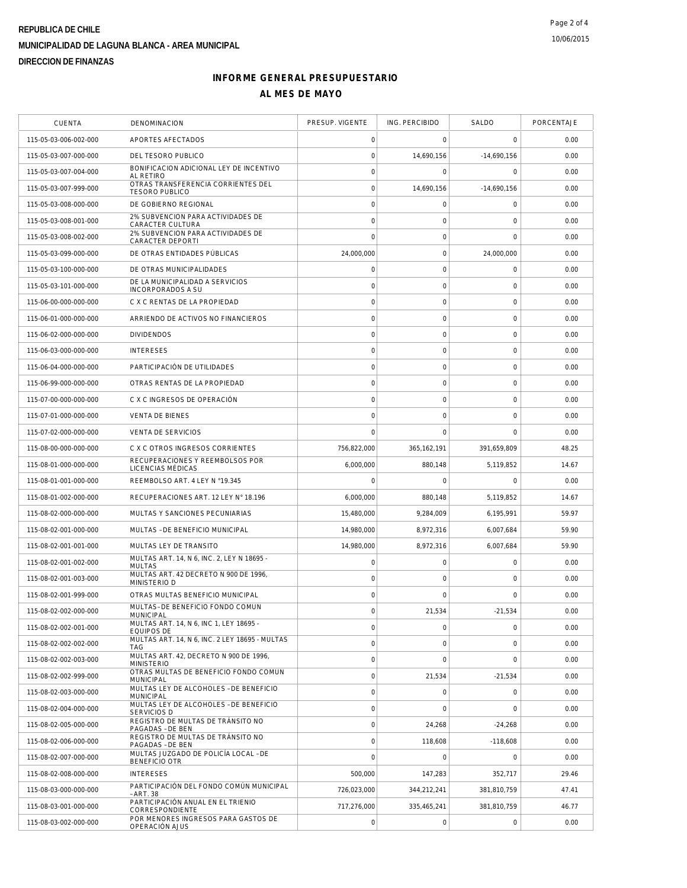REPUBLICA DE CHILE

MUNICIPALIDAD DE LAGUNA BLANCA - AREA MUNICIPAL

DIRECCION DE FINANZAS

## INFORME GENERAL PRESUPUESTARIO

## AL MES DE MAYO

| CUENTA | DENOMINACION | PRESUP. VIGENTE | ING. PERCIBIDO | SALDO | PORCENTAJE |
|---|---|---|---|---|---|
| 115-05-03-006-002-000 | APORTES AFECTADOS | 0 | 0 | 0 | 0.00 |
| 115-05-03-007-000-000 | DEL TESORO PUBLICO | 0 | 14,690,156 | -14,690,156 | 0.00 |
| 115-05-03-007-004-000 | BONIFICACION ADICIONAL LEY DE INCENTIVO AL RETIRO | 0 | 0 | 0 | 0.00 |
| 115-05-03-007-999-000 | OTRAS TRANSFERENCIA CORRIENTES DEL TESORO PUBLICO | 0 | 14,690,156 | -14,690,156 | 0.00 |
| 115-05-03-008-000-000 | DE GOBIERNO REGIONAL | 0 | 0 | 0 | 0.00 |
| 115-05-03-008-001-000 | 2% SUBVENCION PARA ACTIVIDADES DE CARACTER CULTURA | 0 | 0 | 0 | 0.00 |
| 115-05-03-008-002-000 | 2% SUBVENCION PARA ACTIVIDADES DE CARACTER DEPORTI | 0 | 0 | 0 | 0.00 |
| 115-05-03-099-000-000 | DE OTRAS ENTIDADES PÚBLICAS | 24,000,000 | 0 | 24,000,000 | 0.00 |
| 115-05-03-100-000-000 | DE OTRAS MUNICIPALIDADES | 0 | 0 | 0 | 0.00 |
| 115-05-03-101-000-000 | DE LA MUNICIPALIDAD A SERVICIOS INCORPORADOS A SU | 0 | 0 | 0 | 0.00 |
| 115-06-00-000-000-000 | C X C RENTAS DE LA PROPIEDAD | 0 | 0 | 0 | 0.00 |
| 115-06-01-000-000-000 | ARRIENDO DE ACTIVOS NO FINANCIEROS | 0 | 0 | 0 | 0.00 |
| 115-06-02-000-000-000 | DIVIDENDOS | 0 | 0 | 0 | 0.00 |
| 115-06-03-000-000-000 | INTERESES | 0 | 0 | 0 | 0.00 |
| 115-06-04-000-000-000 | PARTICIPACIÓN DE UTILIDADES | 0 | 0 | 0 | 0.00 |
| 115-06-99-000-000-000 | OTRAS RENTAS DE LA PROPIEDAD | 0 | 0 | 0 | 0.00 |
| 115-07-00-000-000-000 | C X C INGRESOS DE OPERACIÓN | 0 | 0 | 0 | 0.00 |
| 115-07-01-000-000-000 | VENTA DE BIENES | 0 | 0 | 0 | 0.00 |
| 115-07-02-000-000-000 | VENTA DE SERVICIOS | 0 | 0 | 0 | 0.00 |
| 115-08-00-000-000-000 | C X C OTROS INGRESOS CORRIENTES | 756,822,000 | 365,162,191 | 391,659,809 | 48.25 |
| 115-08-01-000-000-000 | RECUPERACIONES Y REEMBOLSOS POR LICENCIAS MÉDICAS | 6,000,000 | 880,148 | 5,119,852 | 14.67 |
| 115-08-01-001-000-000 | REEMBOLSO ART. 4 LEY N °19.345 | 0 | 0 | 0 | 0.00 |
| 115-08-01-002-000-000 | RECUPERACIONES ART. 12 LEY N° 18.196 | 6,000,000 | 880,148 | 5,119,852 | 14.67 |
| 115-08-02-000-000-000 | MULTAS Y SANCIONES PECUNIARIAS | 15,480,000 | 9,284,009 | 6,195,991 | 59.97 |
| 115-08-02-001-000-000 | MULTAS –DE BENEFICIO MUNICIPAL | 14,980,000 | 8,972,316 | 6,007,684 | 59.90 |
| 115-08-02-001-001-000 | MULTAS LEY DE TRANSITO | 14,980,000 | 8,972,316 | 6,007,684 | 59.90 |
| 115-08-02-001-002-000 | MULTAS ART. 14, N 6, INC. 2, LEY N 18695 - MULTAS | 0 | 0 | 0 | 0.00 |
| 115-08-02-001-003-000 | MULTAS ART. 42 DECRETO N 900 DE 1996, MINISTERIO D | 0 | 0 | 0 | 0.00 |
| 115-08-02-001-999-000 | OTRAS MULTAS BENEFICIO MUNICIPAL | 0 | 0 | 0 | 0.00 |
| 115-08-02-002-000-000 | MULTAS–DE BENEFICIO FONDO COMUN MUNICIPAL | 0 | 21,534 | -21,534 | 0.00 |
| 115-08-02-002-001-000 | MULTAS ART. 14, N 6, INC 1, LEY 18695 - EQUIPOS DE | 0 | 0 | 0 | 0.00 |
| 115-08-02-002-002-000 | MULTAS ART. 14, N 6, INC. 2 LEY 18695 - MULTAS TAG | 0 | 0 | 0 | 0.00 |
| 115-08-02-002-003-000 | MULTAS ART. 42, DECRETO N 900 DE 1996, MINISTERIO | 0 | 0 | 0 | 0.00 |
| 115-08-02-002-999-000 | OTRAS MULTAS DE BENEFICIO FONDO COMUN MUNICIPAL | 0 | 21,534 | -21,534 | 0.00 |
| 115-08-02-003-000-000 | MULTAS LEY DE ALCOHOLES –DE BENEFICIO MUNICIPAL | 0 | 0 | 0 | 0.00 |
| 115-08-02-004-000-000 | MULTAS LEY DE ALCOHOLES –DE BENEFICIO SERVICIOS D | 0 | 0 | 0 | 0.00 |
| 115-08-02-005-000-000 | REGISTRO DE MULTAS DE TRÁNSITO NO PAGADAS –DE BEN | 0 | 24,268 | -24,268 | 0.00 |
| 115-08-02-006-000-000 | REGISTRO DE MULTAS DE TRÁNSITO NO PAGADAS –DE BEN | 0 | 118,608 | -118,608 | 0.00 |
| 115-08-02-007-000-000 | MULTAS JUZGADO DE POLICÍA LOCAL –DE BENEFICIO OTR | 0 | 0 | 0 | 0.00 |
| 115-08-02-008-000-000 | INTERESES | 500,000 | 147,283 | 352,717 | 29.46 |
| 115-08-03-000-000-000 | PARTICIPACIÓN DEL FONDO COMÚN MUNICIPAL –ART. 38 | 726,023,000 | 344,212,241 | 381,810,759 | 47.41 |
| 115-08-03-001-000-000 | PARTICIPACIÓN ANUAL EN EL TRIENIO CORRESPONDIENTE | 717,276,000 | 335,465,241 | 381,810,759 | 46.77 |
| 115-08-03-002-000-000 | POR MENORES INGRESOS PARA GASTOS DE OPERACIÓN AJUS | 0 | 0 | 0 | 0.00 |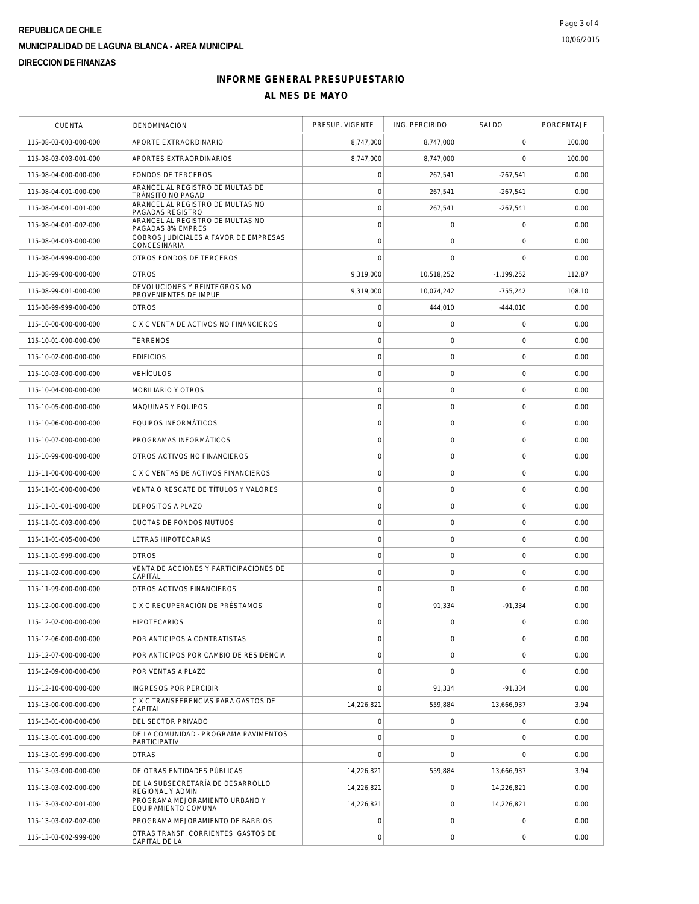REPUBLICA DE CHILE

MUNICIPALIDAD DE LAGUNA BLANCA - AREA MUNICIPAL

DIRECCION DE FINANZAS

10/06/2015

# INFORME GENERAL PRESUPUESTARIO

## AL MES DE MAYO

| CUENTA | DENOMINACION | PRESUP. VIGENTE | ING. PERCIBIDO | SALDO | PORCENTAJE |
|---|---|---|---|---|---|
| 115-08-03-003-000-000 | APORTE EXTRAORDINARIO | 8,747,000 | 8,747,000 | 0 | 100.00 |
| 115-08-03-003-001-000 | APORTES EXTRAORDINARIOS | 8,747,000 | 8,747,000 | 0 | 100.00 |
| 115-08-04-000-000-000 | FONDOS DE TERCEROS | 0 | 267,541 | -267,541 | 0.00 |
| 115-08-04-001-000-000 | ARANCEL AL REGISTRO DE MULTAS DE TRÁNSITO NO PAGAD | 0 | 267,541 | -267,541 | 0.00 |
| 115-08-04-001-001-000 | ARANCEL AL REGISTRO DE MULTAS NO PAGADAS REGISTRO | 0 | 267,541 | -267,541 | 0.00 |
| 115-08-04-001-002-000 | ARANCEL AL REGISTRO DE MULTAS NO PAGADAS 8% EMPRES | 0 | 0 | 0 | 0.00 |
| 115-08-04-003-000-000 | COBROS JUDICIALES A FAVOR DE EMPRESAS CONCESINARIA | 0 | 0 | 0 | 0.00 |
| 115-08-04-999-000-000 | OTROS FONDOS DE TERCEROS | 0 | 0 | 0 | 0.00 |
| 115-08-99-000-000-000 | OTROS | 9,319,000 | 10,518,252 | -1,199,252 | 112.87 |
| 115-08-99-001-000-000 | DEVOLUCIONES Y REINTEGROS NO PROVENIENTES DE IMPUE | 9,319,000 | 10,074,242 | -755,242 | 108.10 |
| 115-08-99-999-000-000 | OTROS | 0 | 444,010 | -444,010 | 0.00 |
| 115-10-00-000-000-000 | C X C VENTA DE ACTIVOS NO FINANCIEROS | 0 | 0 | 0 | 0.00 |
| 115-10-01-000-000-000 | TERRENOS | 0 | 0 | 0 | 0.00 |
| 115-10-02-000-000-000 | EDIFICIOS | 0 | 0 | 0 | 0.00 |
| 115-10-03-000-000-000 | VEHÍCULOS | 0 | 0 | 0 | 0.00 |
| 115-10-04-000-000-000 | MOBILIARIO Y OTROS | 0 | 0 | 0 | 0.00 |
| 115-10-05-000-000-000 | MÁQUINAS Y EQUIPOS | 0 | 0 | 0 | 0.00 |
| 115-10-06-000-000-000 | EQUIPOS INFORMÁTICOS | 0 | 0 | 0 | 0.00 |
| 115-10-07-000-000-000 | PROGRAMAS INFORMÁTICOS | 0 | 0 | 0 | 0.00 |
| 115-10-99-000-000-000 | OTROS ACTIVOS NO FINANCIEROS | 0 | 0 | 0 | 0.00 |
| 115-11-00-000-000-000 | C X C VENTAS DE ACTIVOS FINANCIEROS | 0 | 0 | 0 | 0.00 |
| 115-11-01-000-000-000 | VENTA O RESCATE DE TÍTULOS Y VALORES | 0 | 0 | 0 | 0.00 |
| 115-11-01-001-000-000 | DEPÓSITOS A PLAZO | 0 | 0 | 0 | 0.00 |
| 115-11-01-003-000-000 | CUOTAS DE FONDOS MUTUOS | 0 | 0 | 0 | 0.00 |
| 115-11-01-005-000-000 | LETRAS HIPOTECARIAS | 0 | 0 | 0 | 0.00 |
| 115-11-01-999-000-000 | OTROS | 0 | 0 | 0 | 0.00 |
| 115-11-02-000-000-000 | VENTA DE ACCIONES Y PARTICIPACIONES DE CAPITAL | 0 | 0 | 0 | 0.00 |
| 115-11-99-000-000-000 | OTROS ACTIVOS FINANCIEROS | 0 | 0 | 0 | 0.00 |
| 115-12-00-000-000-000 | C X C RECUPERACIÓN DE PRÉSTAMOS | 0 | 91,334 | -91,334 | 0.00 |
| 115-12-02-000-000-000 | HIPOTECARIOS | 0 | 0 | 0 | 0.00 |
| 115-12-06-000-000-000 | POR ANTICIPOS A CONTRATISTAS | 0 | 0 | 0 | 0.00 |
| 115-12-07-000-000-000 | POR ANTICIPOS POR CAMBIO DE RESIDENCIA | 0 | 0 | 0 | 0.00 |
| 115-12-09-000-000-000 | POR VENTAS A PLAZO | 0 | 0 | 0 | 0.00 |
| 115-12-10-000-000-000 | INGRESOS POR PERCIBIR | 0 | 91,334 | -91,334 | 0.00 |
| 115-13-00-000-000-000 | C X C TRANSFERENCIAS PARA GASTOS DE CAPITAL | 14,226,821 | 559,884 | 13,666,937 | 3.94 |
| 115-13-01-000-000-000 | DEL SECTOR PRIVADO | 0 | 0 | 0 | 0.00 |
| 115-13-01-001-000-000 | DE LA COMUNIDAD - PROGRAMA PAVIMENTOS PARTICIPATIV | 0 | 0 | 0 | 0.00 |
| 115-13-01-999-000-000 | OTRAS | 0 | 0 | 0 | 0.00 |
| 115-13-03-000-000-000 | DE OTRAS ENTIDADES PÚBLICAS | 14,226,821 | 559,884 | 13,666,937 | 3.94 |
| 115-13-03-002-000-000 | DE LA SUBSECRETARÍA DE DESARROLLO REGIONAL Y ADMIN | 14,226,821 | 0 | 14,226,821 | 0.00 |
| 115-13-03-002-001-000 | PROGRAMA MEJORAMIENTO URBANO Y EQUIPAMIENTO COMUNA | 14,226,821 | 0 | 14,226,821 | 0.00 |
| 115-13-03-002-002-000 | PROGRAMA MEJORAMIENTO DE BARRIOS | 0 | 0 | 0 | 0.00 |
| 115-13-03-002-999-000 | OTRAS TRANSF. CORRIENTES GASTOS DE CAPITAL DE LA | 0 | 0 | 0 | 0.00 |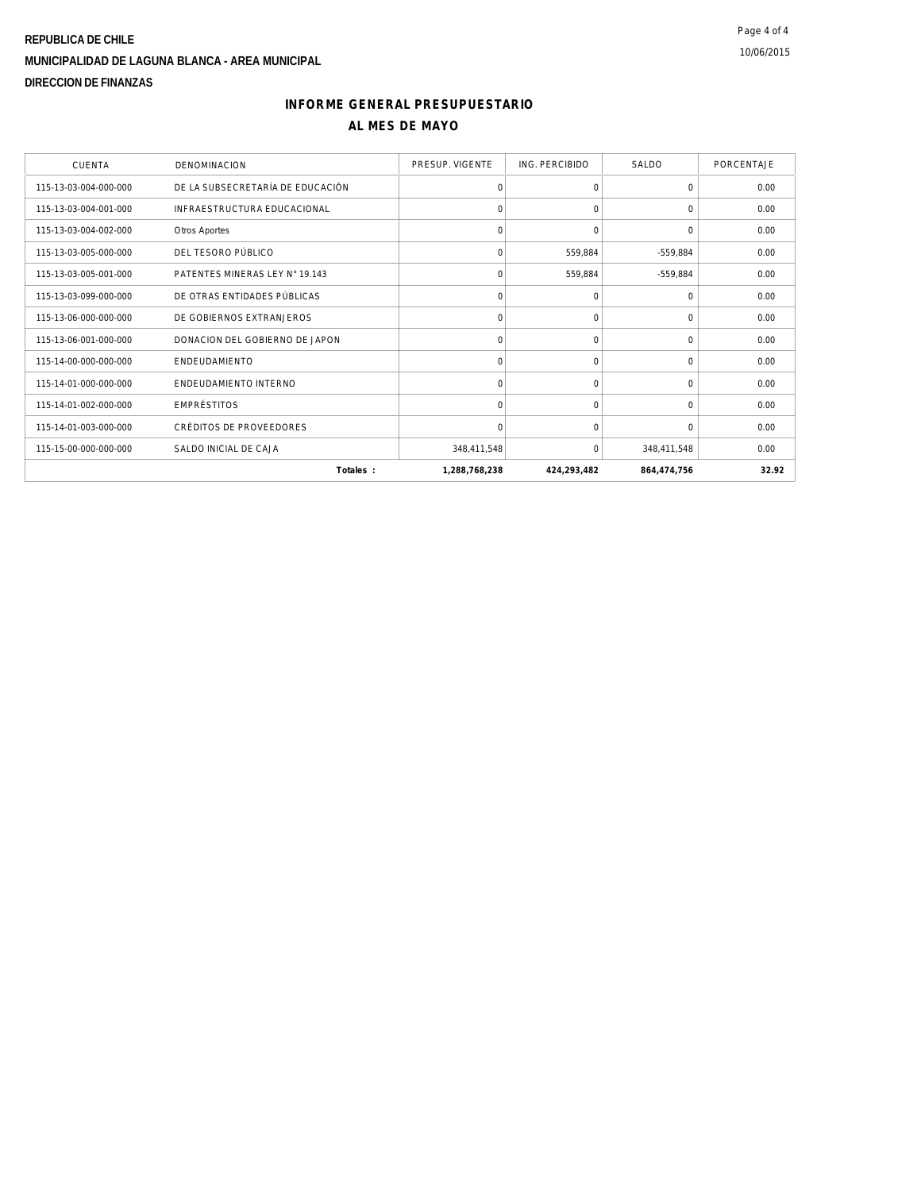**REPUBLICA DE CHILE**

**MUNICIPALIDAD DE LAGUNA BLANCA - AREA MUNICIPAL**

**DIRECCION DE FINANZAS**

## INFORME GENERAL PRESUPUESTARIO

## AL MES DE MAYO

| CUENTA | DENOMINACION | PRESUP. VIGENTE | ING. PERCIBIDO | SALDO | PORCENTAJE |
|---|---|---|---|---|---|
| 115-13-03-004-000-000 | DE LA SUBSECRETARÍA DE EDUCACIÓN | 0 | 0 | 0 | 0.00 |
| 115-13-03-004-001-000 | INFRAESTRUCTURA EDUCACIONAL | 0 | 0 | 0 | 0.00 |
| 115-13-03-004-002-000 | Otros Aportes | 0 | 0 | 0 | 0.00 |
| 115-13-03-005-000-000 | DEL TESORO PÚBLICO | 0 | 559,884 | -559,884 | 0.00 |
| 115-13-03-005-001-000 | PATENTES MINERAS LEY N° 19.143 | 0 | 559,884 | -559,884 | 0.00 |
| 115-13-03-099-000-000 | DE OTRAS ENTIDADES PÙBLICAS | 0 | 0 | 0 | 0.00 |
| 115-13-06-000-000-000 | DE GOBIERNOS EXTRANJEROS | 0 | 0 | 0 | 0.00 |
| 115-13-06-001-000-000 | DONACION DEL GOBIERNO DE JAPON | 0 | 0 | 0 | 0.00 |
| 115-14-00-000-000-000 | ENDEUDAMIENTO | 0 | 0 | 0 | 0.00 |
| 115-14-01-000-000-000 | ENDEUDAMIENTO INTERNO | 0 | 0 | 0 | 0.00 |
| 115-14-01-002-000-000 | EMPRÉSTITOS | 0 | 0 | 0 | 0.00 |
| 115-14-01-003-000-000 | CRÉDITOS DE PROVEEDORES | 0 | 0 | 0 | 0.00 |
| 115-15-00-000-000-000 | SALDO INICIAL DE CAJA | 348,411,548 | 0 | 348,411,548 | 0.00 |
| | **Totales :** | **1,288,768,238** | **424,293,482** | **864,474,756** | **32.92** |